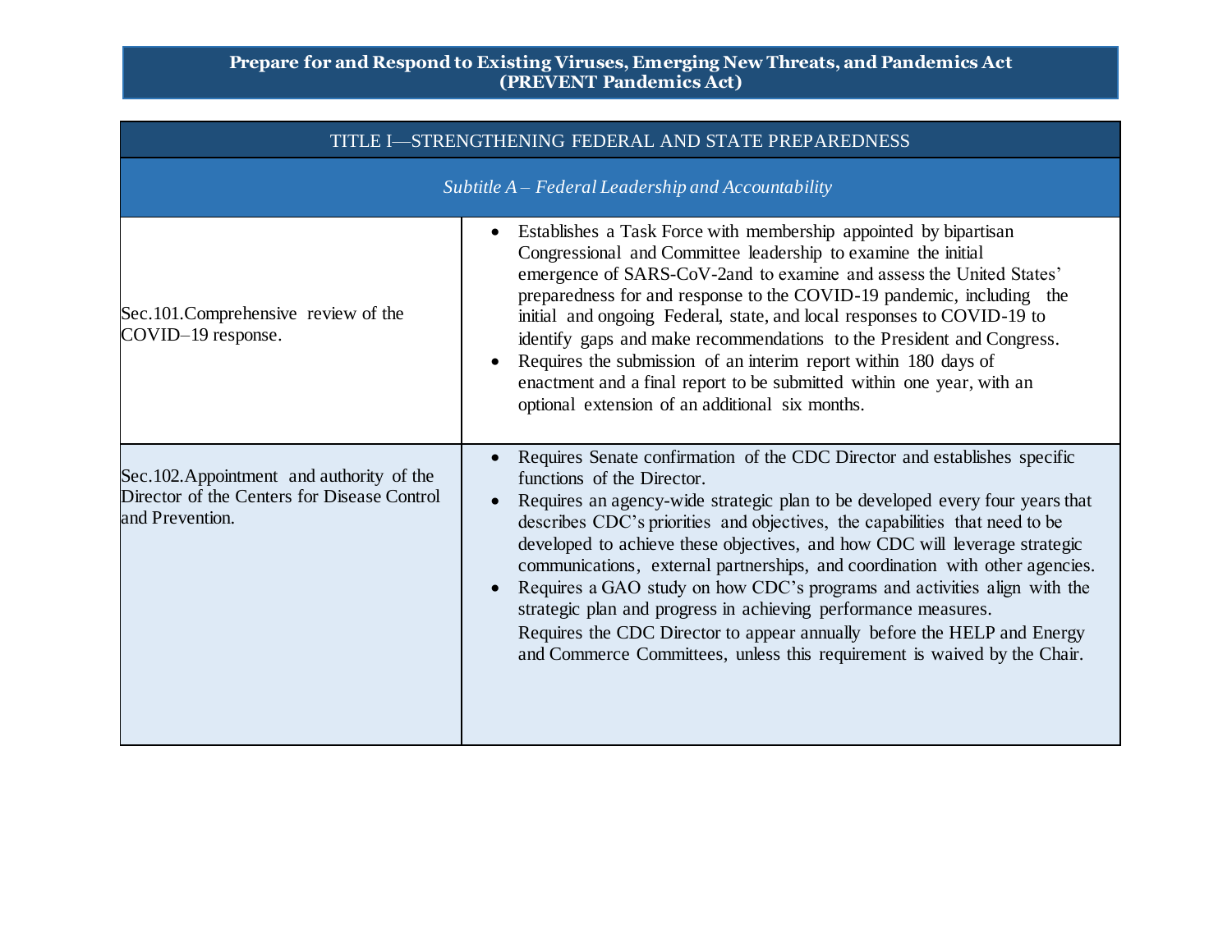# Prepare for and Respond to Existing Viruses, Emerging New Threats, and Pandemics Act (PREVENT Pandemics Act)

| TITLE I—STRENGTHENING FEDERAL AND STATE PREPAREDNESS | |
|---|---|
| *Subtitle A – Federal Leadership and Accountability* | |
| Sec.101.Comprehensive review of the COVID–19 response. | • Establishes a Task Force with membership appointed by bipartisan Congressional and Committee leadership to examine the initial emergence of SARS-CoV-2and to examine and assess the United States' preparedness for and response to the COVID-19 pandemic, including the initial and ongoing Federal, state, and local responses to COVID-19 to identify gaps and make recommendations to the President and Congress.<br>• Requires the submission of an interim report within 180 days of enactment and a final report to be submitted within one year, with an optional extension of an additional six months. |
| Sec.102.Appointment and authority of the Director of the Centers for Disease Control and Prevention. | • Requires Senate confirmation of the CDC Director and establishes specific functions of the Director.<br>• Requires an agency-wide strategic plan to be developed every four years that describes CDC's priorities and objectives, the capabilities that need to be developed to achieve these objectives, and how CDC will leverage strategic communications, external partnerships, and coordination with other agencies.<br>• Requires a GAO study on how CDC's programs and activities align with the strategic plan and progress in achieving performance measures.<br>Requires the CDC Director to appear annually before the HELP and Energy and Commerce Committees, unless this requirement is waived by the Chair. |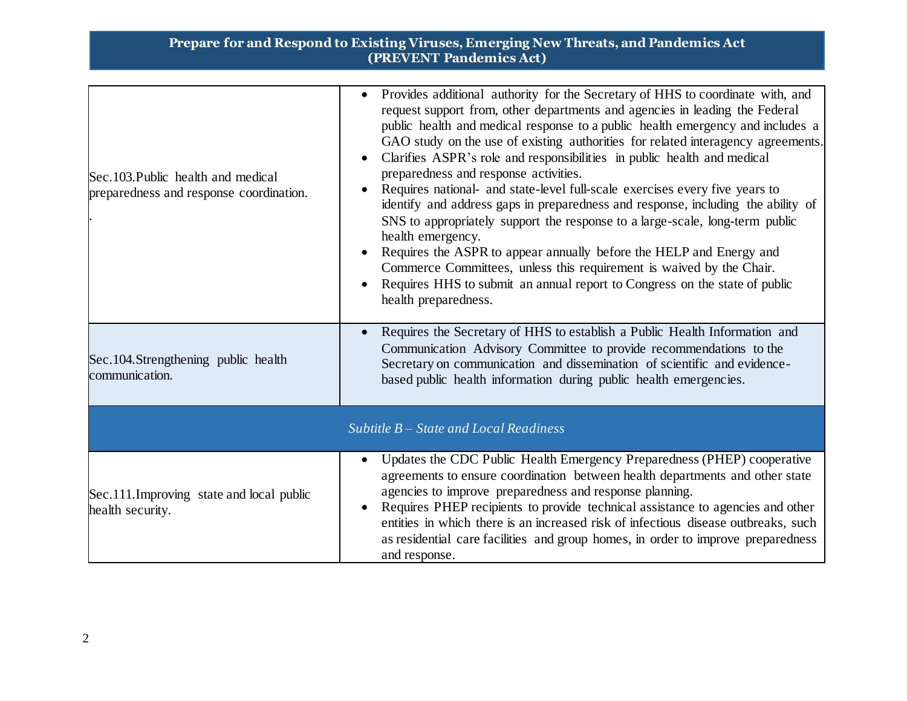# Prepare for and Respond to Existing Viruses, Emerging New Threats, and Pandemics Act (PREVENT Pandemics Act)

| Section | Description |
|---|---|
| Sec.103.Public health and medical preparedness and response coordination. | • Provides additional authority for the Secretary of HHS to coordinate with, and request support from, other departments and agencies in leading the Federal public health and medical response to a public health emergency and includes a GAO study on the use of existing authorities for related interagency agreements.<br>• Clarifies ASPR's role and responsibilities in public health and medical preparedness and response activities.<br>• Requires national- and state-level full-scale exercises every five years to identify and address gaps in preparedness and response, including the ability of SNS to appropriately support the response to a large-scale, long-term public health emergency.<br>• Requires the ASPR to appear annually before the HELP and Energy and Commerce Committees, unless this requirement is waived by the Chair.<br>• Requires HHS to submit an annual report to Congress on the state of public health preparedness. |
| Sec.104.Strengthening public health communication. | • Requires the Secretary of HHS to establish a Public Health Information and Communication Advisory Committee to provide recommendations to the Secretary on communication and dissemination of scientific and evidence-based public health information during public health emergencies. |
| *Subtitle B – State and Local Readiness* | |
| Sec.111.Improving state and local public health security. | • Updates the CDC Public Health Emergency Preparedness (PHEP) cooperative agreements to ensure coordination between health departments and other state agencies to improve preparedness and response planning.<br>• Requires PHEP recipients to provide technical assistance to agencies and other entities in which there is an increased risk of infectious disease outbreaks, such as residential care facilities and group homes, in order to improve preparedness and response. |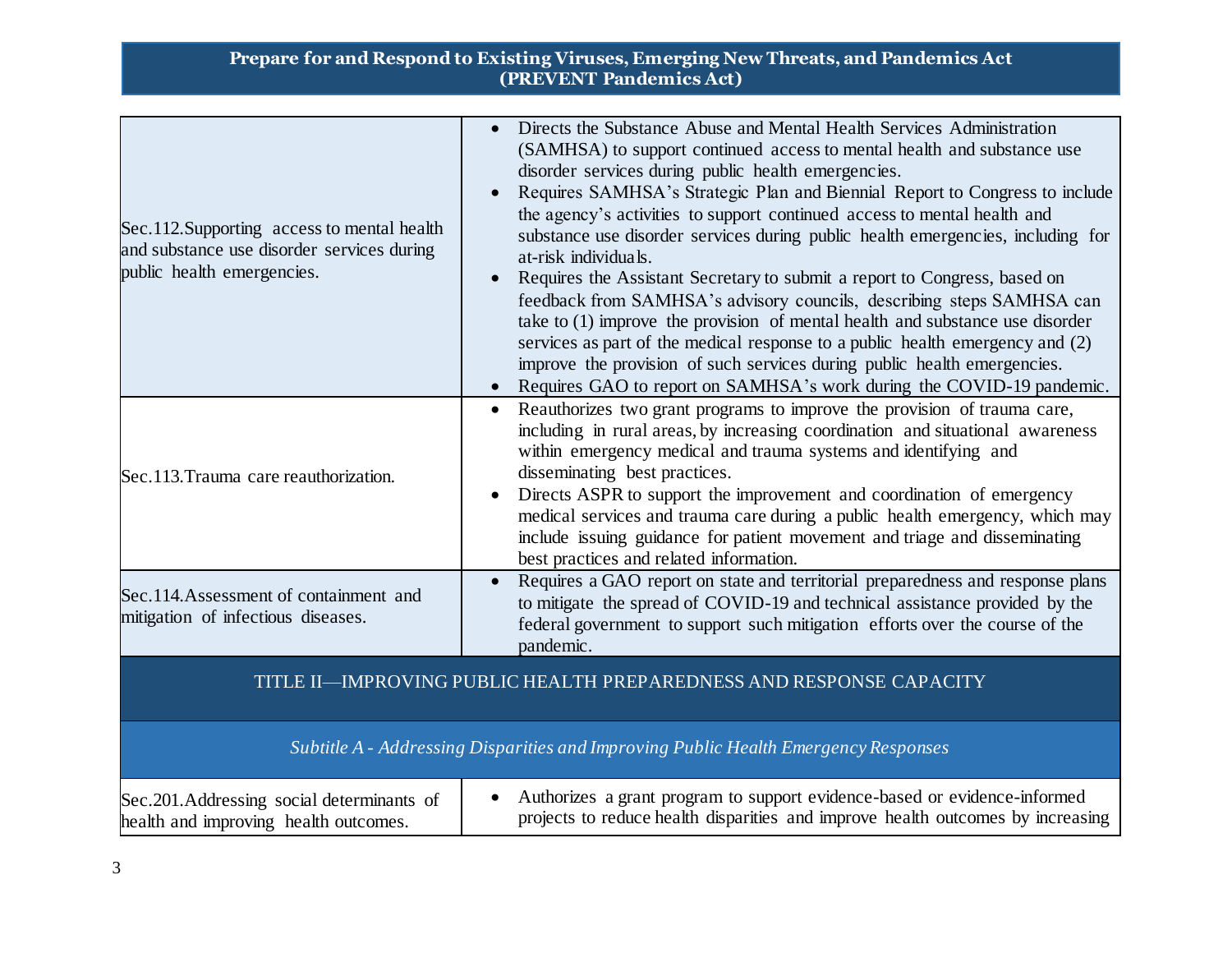| Section | Description |
| --- | --- |
| Sec.112. Supporting access to mental health and substance use disorder services during public health emergencies. | • Directs the Substance Abuse and Mental Health Services Administration (SAMHSA) to support continued access to mental health and substance use disorder services during public health emergencies.<br>• Requires SAMHSA's Strategic Plan and Biennial Report to Congress to include the agency's activities to support continued access to mental health and substance use disorder services during public health emergencies, including for at-risk individuals.<br>• Requires the Assistant Secretary to submit a report to Congress, based on feedback from SAMHSA's advisory councils, describing steps SAMHSA can take to (1) improve the provision of mental health and substance use disorder services as part of the medical response to a public health emergency and (2) improve the provision of such services during public health emergencies.<br>• Requires GAO to report on SAMHSA's work during the COVID-19 pandemic. |
| Sec.113. Trauma care reauthorization. | • Reauthorizes two grant programs to improve the provision of trauma care, including in rural areas, by increasing coordination and situational awareness within emergency medical and trauma systems and identifying and disseminating best practices.<br>• Directs ASPR to support the improvement and coordination of emergency medical services and trauma care during a public health emergency, which may include issuing guidance for patient movement and triage and disseminating best practices and related information. |
| Sec.114. Assessment of containment and mitigation of infectious diseases. | • Requires a GAO report on state and territorial preparedness and response plans to mitigate the spread of COVID-19 and technical assistance provided by the federal government to support such mitigation efforts over the course of the pandemic. |
| **TITLE II—IMPROVING PUBLIC HEALTH PREPAREDNESS AND RESPONSE CAPACITY** | |
| *Subtitle A - Addressing Disparities and Improving Public Health Emergency Responses* | |
| Sec.201. Addressing social determinants of health and improving health outcomes. | • Authorizes a grant program to support evidence-based or evidence-informed projects to reduce health disparities and improve health outcomes by increasing |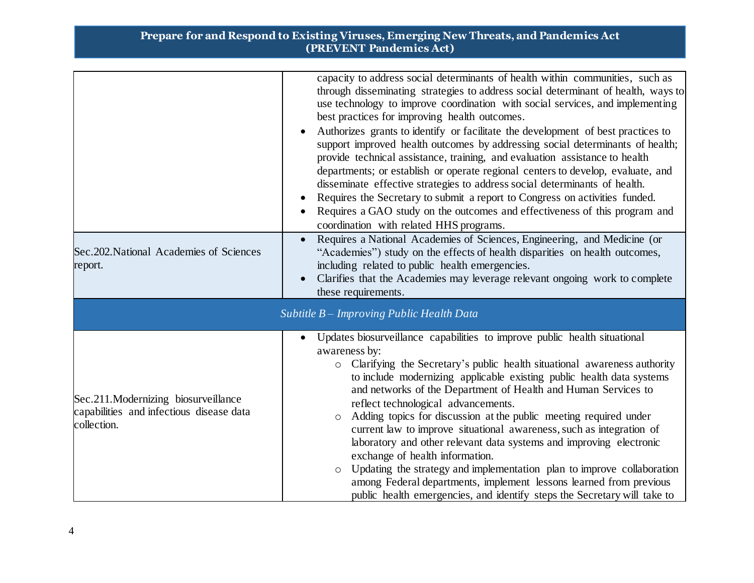| | |
|---|---|
| | capacity to address social determinants of health within communities, such as through disseminating strategies to address social determinant of health, ways to use technology to improve coordination with social services, and implementing best practices for improving health outcomes.<br>• Authorizes grants to identify or facilitate the development of best practices to support improved health outcomes by addressing social determinants of health; provide technical assistance, training, and evaluation assistance to health departments; or establish or operate regional centers to develop, evaluate, and disseminate effective strategies to address social determinants of health.<br>• Requires the Secretary to submit a report to Congress on activities funded.<br>• Requires a GAO study on the outcomes and effectiveness of this program and coordination with related HHS programs. |
| Sec.202.National Academies of Sciences report. | • Requires a National Academies of Sciences, Engineering, and Medicine (or "Academies") study on the effects of health disparities on health outcomes, including related to public health emergencies.<br>• Clarifies that the Academies may leverage relevant ongoing work to complete these requirements. |
| *Subtitle B – Improving Public Health Data* | |
| Sec.211.Modernizing biosurveillance capabilities and infectious disease data collection. | • Updates biosurveillance capabilities to improve public health situational awareness by:<br>○ Clarifying the Secretary's public health situational awareness authority to include modernizing applicable existing public health data systems and networks of the Department of Health and Human Services to reflect technological advancements.<br>○ Adding topics for discussion at the public meeting required under current law to improve situational awareness, such as integration of laboratory and other relevant data systems and improving electronic exchange of health information.<br>○ Updating the strategy and implementation plan to improve collaboration among Federal departments, implement lessons learned from previous public health emergencies, and identify steps the Secretary will take to |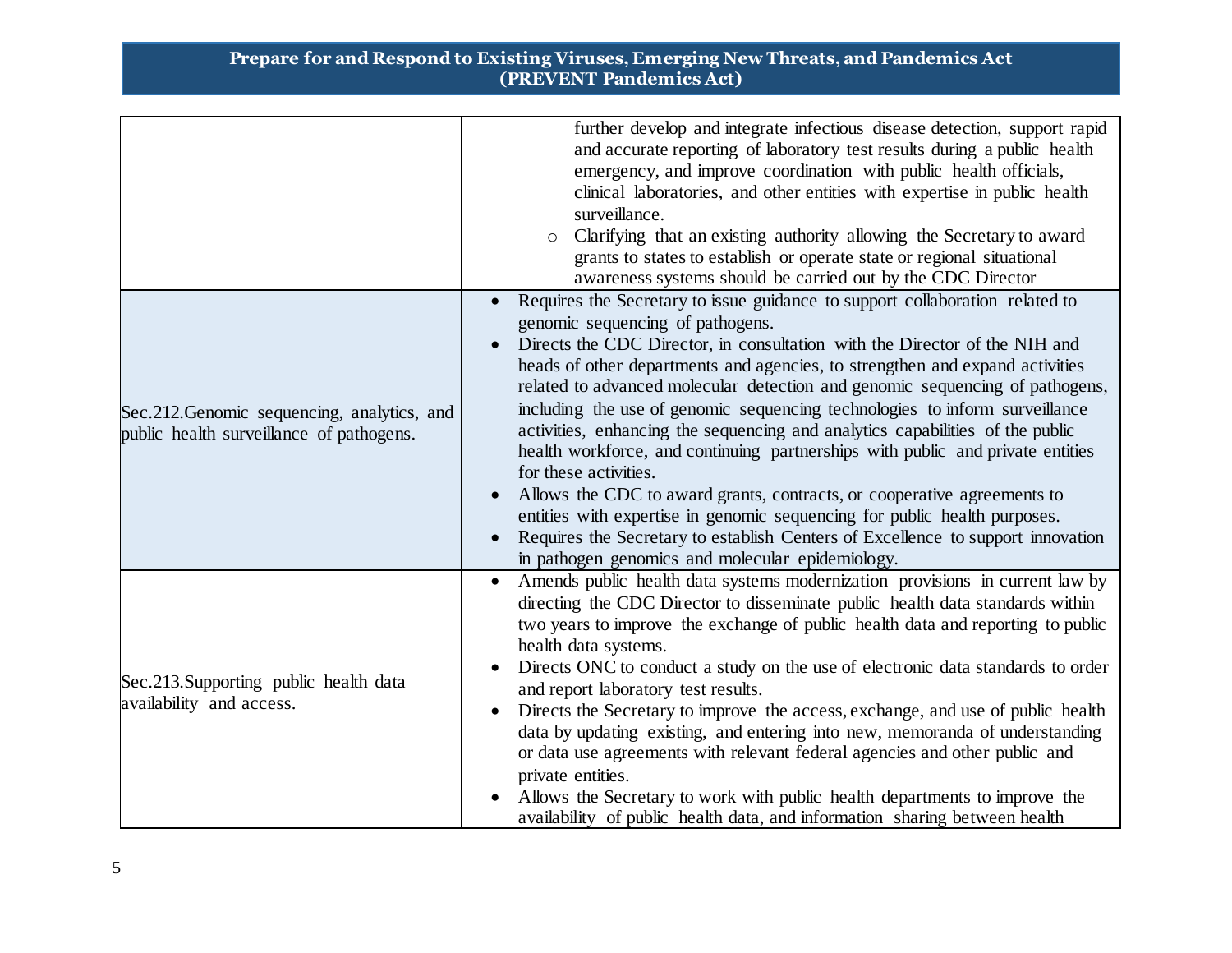| | |
|---|---|
| | further develop and integrate infectious disease detection, support rapid and accurate reporting of laboratory test results during a public health emergency, and improve coordination with public health officials, clinical laboratories, and other entities with expertise in public health surveillance.<br>○ Clarifying that an existing authority allowing the Secretary to award grants to states to establish or operate state or regional situational awareness systems should be carried out by the CDC Director |
| Sec.212.Genomic sequencing, analytics, and public health surveillance of pathogens. | • Requires the Secretary to issue guidance to support collaboration related to genomic sequencing of pathogens.<br>• Directs the CDC Director, in consultation with the Director of the NIH and heads of other departments and agencies, to strengthen and expand activities related to advanced molecular detection and genomic sequencing of pathogens, including the use of genomic sequencing technologies to inform surveillance activities, enhancing the sequencing and analytics capabilities of the public health workforce, and continuing partnerships with public and private entities for these activities.<br>• Allows the CDC to award grants, contracts, or cooperative agreements to entities with expertise in genomic sequencing for public health purposes.<br>• Requires the Secretary to establish Centers of Excellence to support innovation in pathogen genomics and molecular epidemiology. |
| Sec.213.Supporting public health data availability and access. | • Amends public health data systems modernization provisions in current law by directing the CDC Director to disseminate public health data standards within two years to improve the exchange of public health data and reporting to public health data systems.<br>• Directs ONC to conduct a study on the use of electronic data standards to order and report laboratory test results.<br>• Directs the Secretary to improve the access, exchange, and use of public health data by updating existing, and entering into new, memoranda of understanding or data use agreements with relevant federal agencies and other public and private entities.<br>• Allows the Secretary to work with public health departments to improve the availability of public health data, and information sharing between health |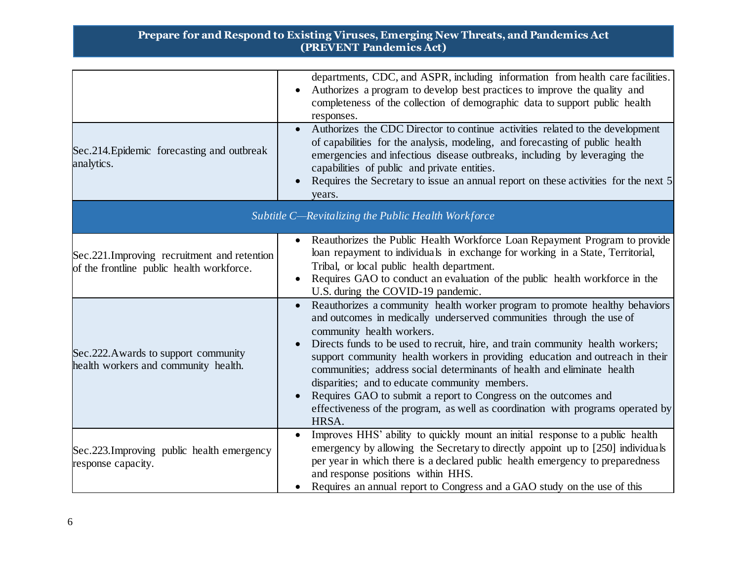| | |
|---|---|
| | departments, CDC, and ASPR, including information from health care facilities.<br>• Authorizes a program to develop best practices to improve the quality and completeness of the collection of demographic data to support public health responses. |
| Sec.214.Epidemic forecasting and outbreak analytics. | • Authorizes the CDC Director to continue activities related to the development of capabilities for the analysis, modeling, and forecasting of public health emergencies and infectious disease outbreaks, including by leveraging the capabilities of public and private entities.<br>• Requires the Secretary to issue an annual report on these activities for the next 5 years. |
| *Subtitle C—Revitalizing the Public Health Workforce* | |
| Sec.221.Improving recruitment and retention of the frontline public health workforce. | • Reauthorizes the Public Health Workforce Loan Repayment Program to provide loan repayment to individuals in exchange for working in a State, Territorial, Tribal, or local public health department.<br>• Requires GAO to conduct an evaluation of the public health workforce in the U.S. during the COVID-19 pandemic. |
| Sec.222.Awards to support community health workers and community health. | • Reauthorizes a community health worker program to promote healthy behaviors and outcomes in medically underserved communities through the use of community health workers.<br>• Directs funds to be used to recruit, hire, and train community health workers; support community health workers in providing education and outreach in their communities; address social determinants of health and eliminate health disparities; and to educate community members.<br>• Requires GAO to submit a report to Congress on the outcomes and effectiveness of the program, as well as coordination with programs operated by HRSA. |
| Sec.223.Improving public health emergency response capacity. | • Improves HHS' ability to quickly mount an initial response to a public health emergency by allowing the Secretary to directly appoint up to [250] individuals per year in which there is a declared public health emergency to preparedness and response positions within HHS.<br>• Requires an annual report to Congress and a GAO study on the use of this |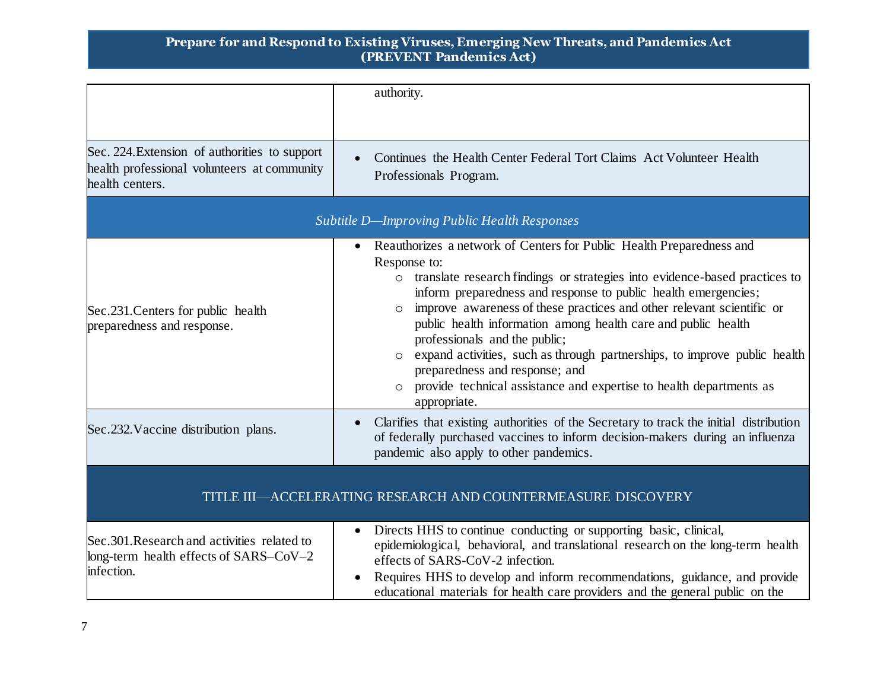| | |
|---|---|
| | authority. |
| Sec. 224. Extension of authorities to support health professional volunteers at community health centers. | • Continues the Health Center Federal Tort Claims Act Volunteer Health Professionals Program. |
| *Subtitle D—Improving Public Health Responses* | |
| Sec. 231. Centers for public health preparedness and response. | • Reauthorizes a network of Centers for Public Health Preparedness and Response to:<br>○ translate research findings or strategies into evidence-based practices to inform preparedness and response to public health emergencies;<br>○ improve awareness of these practices and other relevant scientific or public health information among health care and public health professionals and the public;<br>○ expand activities, such as through partnerships, to improve public health preparedness and response; and<br>○ provide technical assistance and expertise to health departments as appropriate. |
| Sec. 232. Vaccine distribution plans. | • Clarifies that existing authorities of the Secretary to track the initial distribution of federally purchased vaccines to inform decision-makers during an influenza pandemic also apply to other pandemics. |
| TITLE III—ACCELERATING RESEARCH AND COUNTERMEASURE DISCOVERY | |
| Sec. 301. Research and activities related to long-term health effects of SARS–CoV–2 infection. | • Directs HHS to continue conducting or supporting basic, clinical, epidemiological, behavioral, and translational research on the long-term health effects of SARS-CoV-2 infection.<br>• Requires HHS to develop and inform recommendations, guidance, and provide educational materials for health care providers and the general public on the |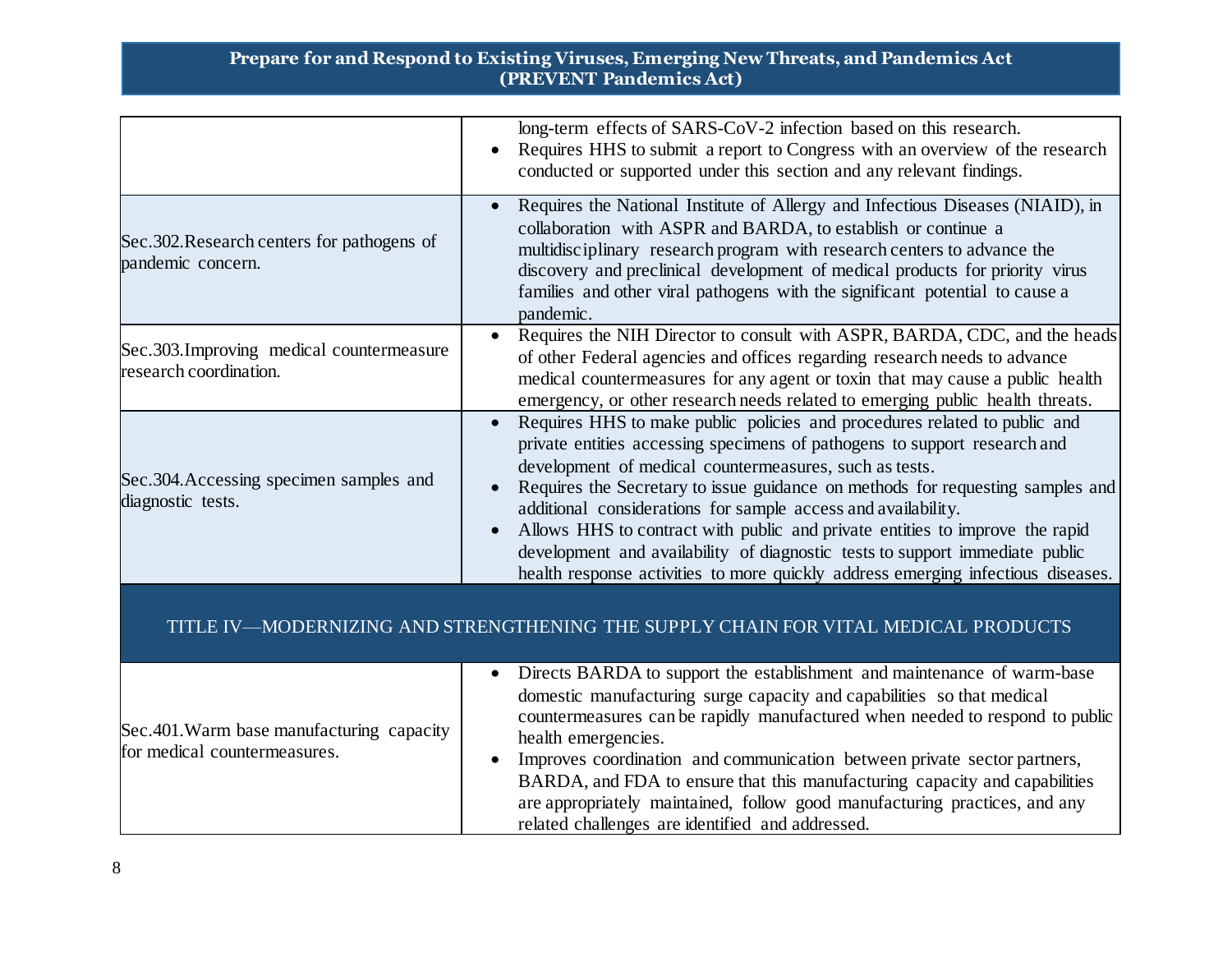| | |
|---|---|
| | long-term effects of SARS-CoV-2 infection based on this research.<br>• Requires HHS to submit a report to Congress with an overview of the research conducted or supported under this section and any relevant findings. |
| Sec.302.Research centers for pathogens of pandemic concern. | • Requires the National Institute of Allergy and Infectious Diseases (NIAID), in collaboration with ASPR and BARDA, to establish or continue a multidisciplinary research program with research centers to advance the discovery and preclinical development of medical products for priority virus families and other viral pathogens with the significant potential to cause a pandemic. |
| Sec.303.Improving medical countermeasure research coordination. | • Requires the NIH Director to consult with ASPR, BARDA, CDC, and the heads of other Federal agencies and offices regarding research needs to advance medical countermeasures for any agent or toxin that may cause a public health emergency, or other research needs related to emerging public health threats. |
| Sec.304.Accessing specimen samples and diagnostic tests. | • Requires HHS to make public policies and procedures related to public and private entities accessing specimens of pathogens to support research and development of medical countermeasures, such as tests.<br>• Requires the Secretary to issue guidance on methods for requesting samples and additional considerations for sample access and availability.<br>• Allows HHS to contract with public and private entities to improve the rapid development and availability of diagnostic tests to support immediate public health response activities to more quickly address emerging infectious diseases. |
| **TITLE IV—MODERNIZING AND STRENGTHENING THE SUPPLY CHAIN FOR VITAL MEDICAL PRODUCTS** | |
| Sec.401.Warm base manufacturing capacity for medical countermeasures. | • Directs BARDA to support the establishment and maintenance of warm-base domestic manufacturing surge capacity and capabilities so that medical countermeasures can be rapidly manufactured when needed to respond to public health emergencies.<br>• Improves coordination and communication between private sector partners, BARDA, and FDA to ensure that this manufacturing capacity and capabilities are appropriately maintained, follow good manufacturing practices, and any related challenges are identified and addressed. |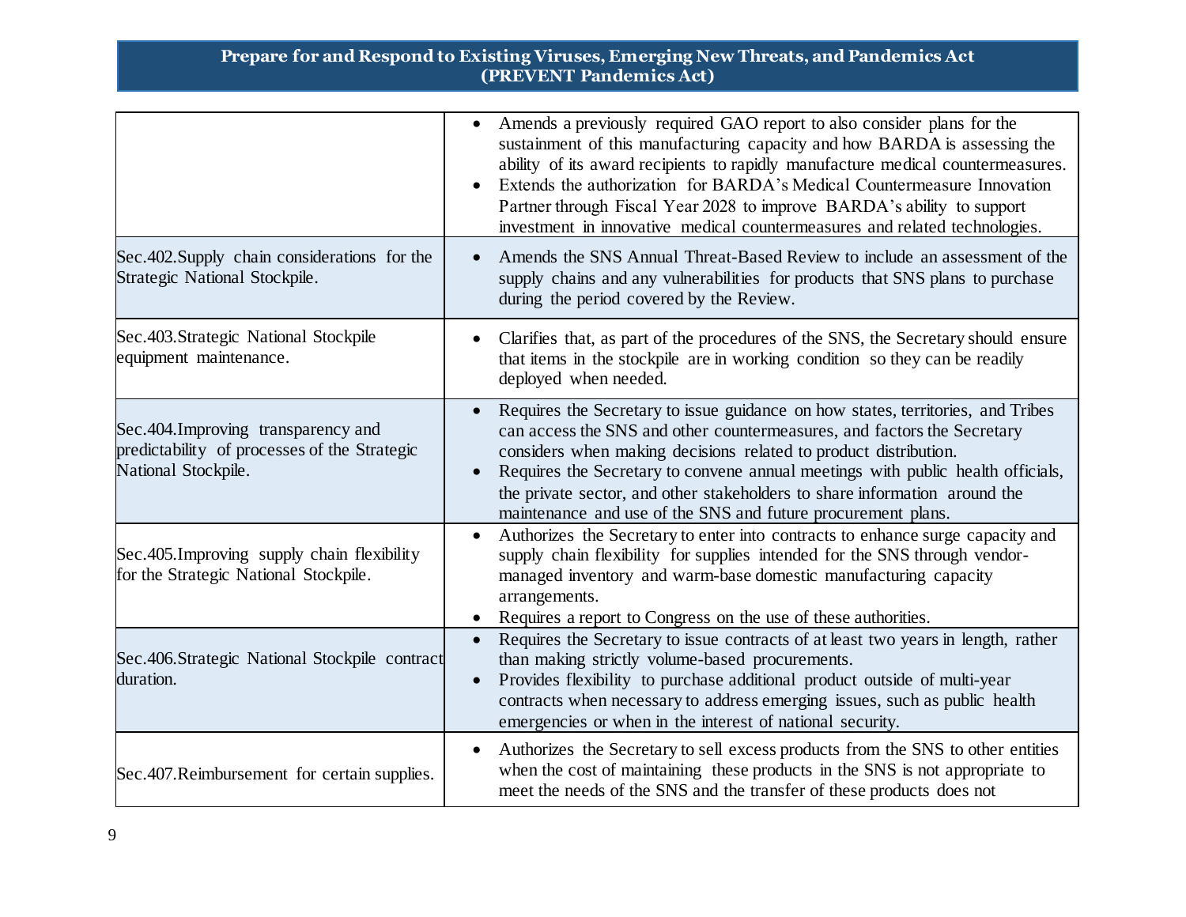**Prepare for and Respond to Existing Viruses, Emerging New Threats, and Pandemics Act (PREVENT Pandemics Act)**

| | |
|---|---|
| | • Amends a previously required GAO report to also consider plans for the sustainment of this manufacturing capacity and how BARDA is assessing the ability of its award recipients to rapidly manufacture medical countermeasures.<br>• Extends the authorization for BARDA's Medical Countermeasure Innovation Partner through Fiscal Year 2028 to improve BARDA's ability to support investment in innovative medical countermeasures and related technologies. |
| Sec.402.Supply chain considerations for the Strategic National Stockpile. | • Amends the SNS Annual Threat-Based Review to include an assessment of the supply chains and any vulnerabilities for products that SNS plans to purchase during the period covered by the Review. |
| Sec.403.Strategic National Stockpile equipment maintenance. | • Clarifies that, as part of the procedures of the SNS, the Secretary should ensure that items in the stockpile are in working condition so they can be readily deployed when needed. |
| Sec.404.Improving transparency and predictability of processes of the Strategic National Stockpile. | • Requires the Secretary to issue guidance on how states, territories, and Tribes can access the SNS and other countermeasures, and factors the Secretary considers when making decisions related to product distribution.<br>• Requires the Secretary to convene annual meetings with public health officials, the private sector, and other stakeholders to share information around the maintenance and use of the SNS and future procurement plans. |
| Sec.405.Improving supply chain flexibility for the Strategic National Stockpile. | • Authorizes the Secretary to enter into contracts to enhance surge capacity and supply chain flexibility for supplies intended for the SNS through vendor-managed inventory and warm-base domestic manufacturing capacity arrangements.<br>• Requires a report to Congress on the use of these authorities. |
| Sec.406.Strategic National Stockpile contract duration. | • Requires the Secretary to issue contracts of at least two years in length, rather than making strictly volume-based procurements.<br>• Provides flexibility to purchase additional product outside of multi-year contracts when necessary to address emerging issues, such as public health emergencies or when in the interest of national security. |
| Sec.407.Reimbursement for certain supplies. | • Authorizes the Secretary to sell excess products from the SNS to other entities when the cost of maintaining these products in the SNS is not appropriate to meet the needs of the SNS and the transfer of these products does not |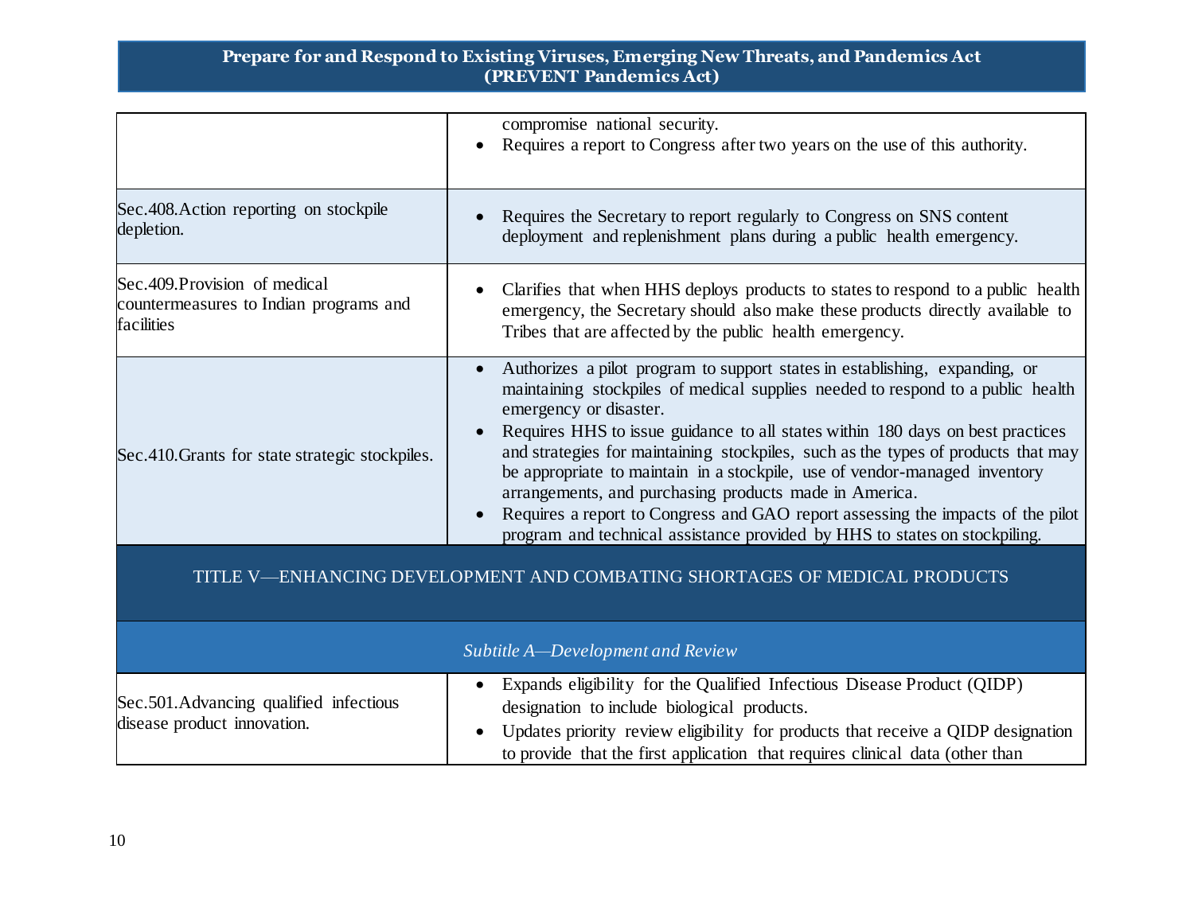| | |
|---|---|
| | compromise national security.<br>• Requires a report to Congress after two years on the use of this authority. |
| Sec.408.Action reporting on stockpile depletion. | • Requires the Secretary to report regularly to Congress on SNS content deployment and replenishment plans during a public health emergency. |
| Sec.409.Provision of medical countermeasures to Indian programs and facilities | • Clarifies that when HHS deploys products to states to respond to a public health emergency, the Secretary should also make these products directly available to Tribes that are affected by the public health emergency. |
| Sec.410.Grants for state strategic stockpiles. | • Authorizes a pilot program to support states in establishing, expanding, or maintaining stockpiles of medical supplies needed to respond to a public health emergency or disaster.<br>• Requires HHS to issue guidance to all states within 180 days on best practices and strategies for maintaining stockpiles, such as the types of products that may be appropriate to maintain in a stockpile, use of vendor-managed inventory arrangements, and purchasing products made in America.<br>• Requires a report to Congress and GAO report assessing the impacts of the pilot program and technical assistance provided by HHS to states on stockpiling. |

## TITLE V—ENHANCING DEVELOPMENT AND COMBATING SHORTAGES OF MEDICAL PRODUCTS

### *Subtitle A—Development and Review*

| | |
|---|---|
| Sec.501.Advancing qualified infectious disease product innovation. | • Expands eligibility for the Qualified Infectious Disease Product (QIDP) designation to include biological products.<br>• Updates priority review eligibility for products that receive a QIDP designation to provide that the first application that requires clinical data (other than |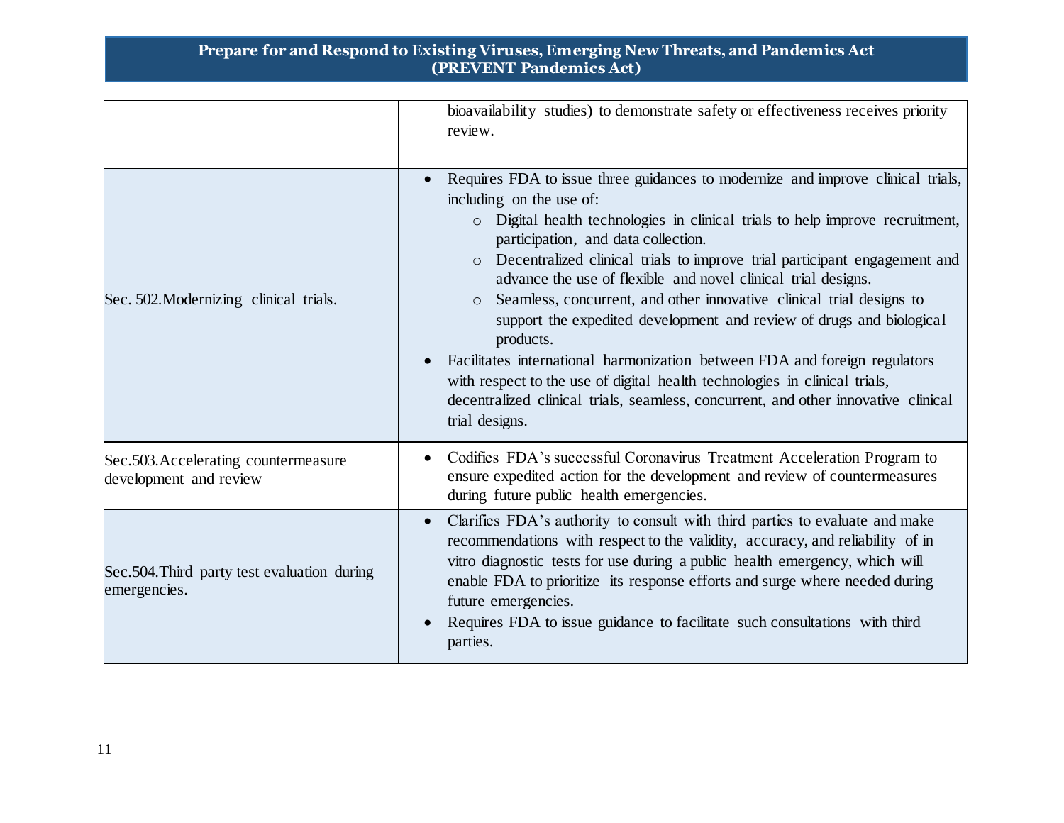| | |
|---|---|
| | bioavailability studies) to demonstrate safety or effectiveness receives priority review. |
| Sec. 502.Modernizing clinical trials. | • Requires FDA to issue three guidances to modernize and improve clinical trials, including on the use of:<br>  ○ Digital health technologies in clinical trials to help improve recruitment, participation, and data collection.<br>  ○ Decentralized clinical trials to improve trial participant engagement and advance the use of flexible and novel clinical trial designs.<br>  ○ Seamless, concurrent, and other innovative clinical trial designs to support the expedited development and review of drugs and biological products.<br>• Facilitates international harmonization between FDA and foreign regulators with respect to the use of digital health technologies in clinical trials, decentralized clinical trials, seamless, concurrent, and other innovative clinical trial designs. |
| Sec.503.Accelerating countermeasure development and review | • Codifies FDA's successful Coronavirus Treatment Acceleration Program to ensure expedited action for the development and review of countermeasures during future public health emergencies. |
| Sec.504.Third party test evaluation during emergencies. | • Clarifies FDA's authority to consult with third parties to evaluate and make recommendations with respect to the validity, accuracy, and reliability of in vitro diagnostic tests for use during a public health emergency, which will enable FDA to prioritize its response efforts and surge where needed during future emergencies.<br>• Requires FDA to issue guidance to facilitate such consultations with third parties. |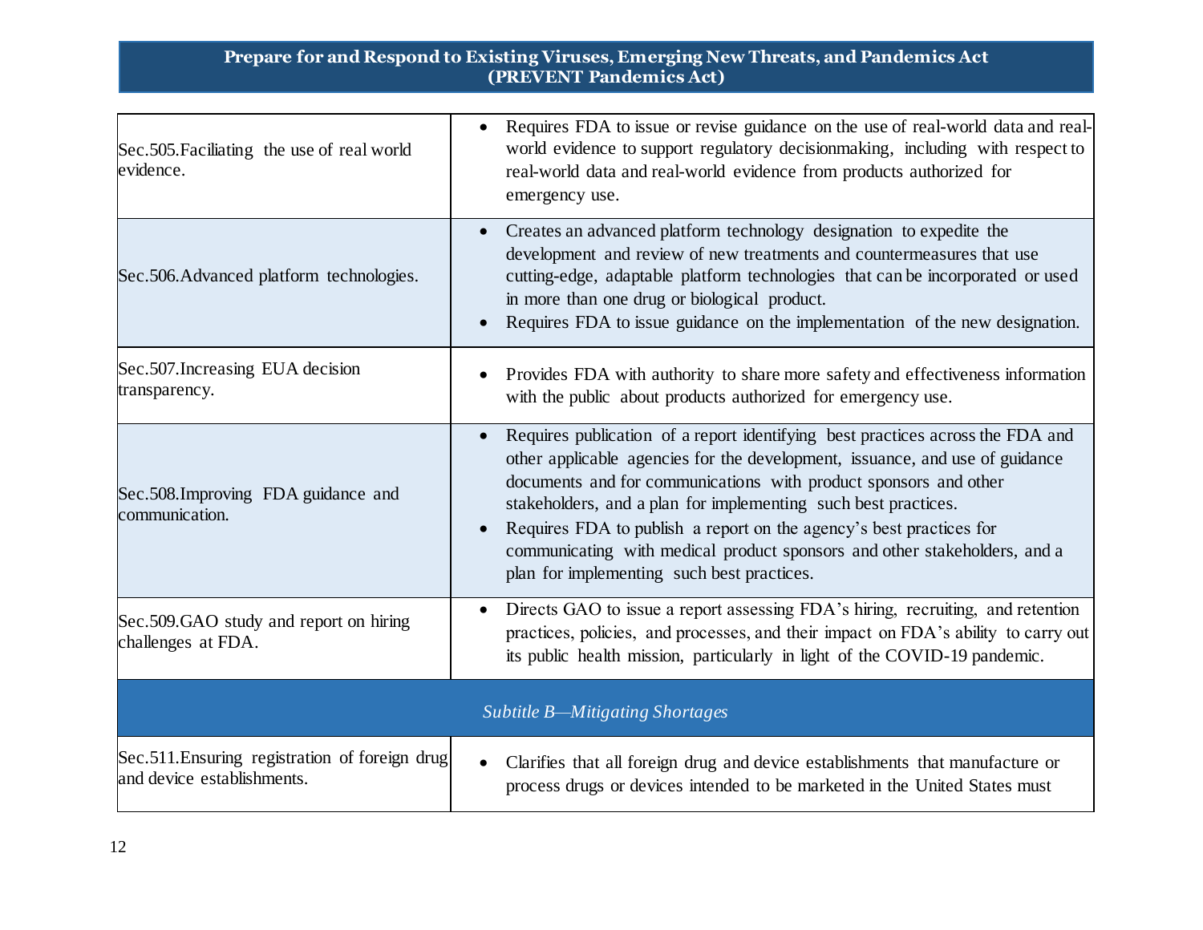**Prepare for and Respond to Existing Viruses, Emerging New Threats, and Pandemics Act (PREVENT Pandemics Act)**

| Section | Description |
| --- | --- |
| Sec.505.Faciliating the use of real world evidence. | • Requires FDA to issue or revise guidance on the use of real-world data and real-world evidence to support regulatory decisionmaking, including with respect to real-world data and real-world evidence from products authorized for emergency use. |
| Sec.506.Advanced platform technologies. | • Creates an advanced platform technology designation to expedite the development and review of new treatments and countermeasures that use cutting-edge, adaptable platform technologies that can be incorporated or used in more than one drug or biological product.<br>• Requires FDA to issue guidance on the implementation of the new designation. |
| Sec.507.Increasing EUA decision transparency. | • Provides FDA with authority to share more safety and effectiveness information with the public about products authorized for emergency use. |
| Sec.508.Improving FDA guidance and communication. | • Requires publication of a report identifying best practices across the FDA and other applicable agencies for the development, issuance, and use of guidance documents and for communications with product sponsors and other stakeholders, and a plan for implementing such best practices.<br>• Requires FDA to publish a report on the agency's best practices for communicating with medical product sponsors and other stakeholders, and a plan for implementing such best practices. |
| Sec.509.GAO study and report on hiring challenges at FDA. | • Directs GAO to issue a report assessing FDA's hiring, recruiting, and retention practices, policies, and processes, and their impact on FDA's ability to carry out its public health mission, particularly in light of the COVID-19 pandemic. |
| *Subtitle B—Mitigating Shortages* | |
| Sec.511.Ensuring registration of foreign drug and device establishments. | • Clarifies that all foreign drug and device establishments that manufacture or process drugs or devices intended to be marketed in the United States must |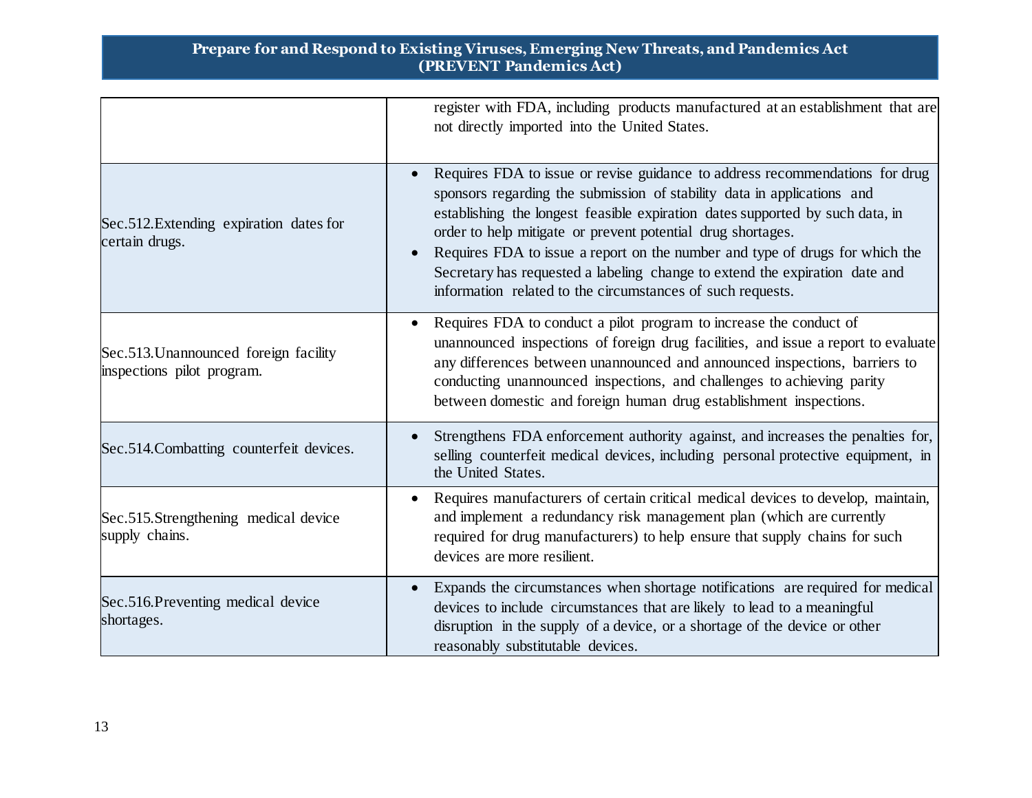| | |
|---|---|
| | register with FDA, including products manufactured at an establishment that are not directly imported into the United States. |
| Sec.512.Extending expiration dates for certain drugs. | • Requires FDA to issue or revise guidance to address recommendations for drug sponsors regarding the submission of stability data in applications and establishing the longest feasible expiration dates supported by such data, in order to help mitigate or prevent potential drug shortages.<br>• Requires FDA to issue a report on the number and type of drugs for which the Secretary has requested a labeling change to extend the expiration date and information related to the circumstances of such requests. |
| Sec.513.Unannounced foreign facility inspections pilot program. | • Requires FDA to conduct a pilot program to increase the conduct of unannounced inspections of foreign drug facilities, and issue a report to evaluate any differences between unannounced and announced inspections, barriers to conducting unannounced inspections, and challenges to achieving parity between domestic and foreign human drug establishment inspections. |
| Sec.514.Combatting counterfeit devices. | • Strengthens FDA enforcement authority against, and increases the penalties for, selling counterfeit medical devices, including personal protective equipment, in the United States. |
| Sec.515.Strengthening medical device supply chains. | • Requires manufacturers of certain critical medical devices to develop, maintain, and implement a redundancy risk management plan (which are currently required for drug manufacturers) to help ensure that supply chains for such devices are more resilient. |
| Sec.516.Preventing medical device shortages. | • Expands the circumstances when shortage notifications are required for medical devices to include circumstances that are likely to lead to a meaningful disruption in the supply of a device, or a shortage of the device or other reasonably substitutable devices. |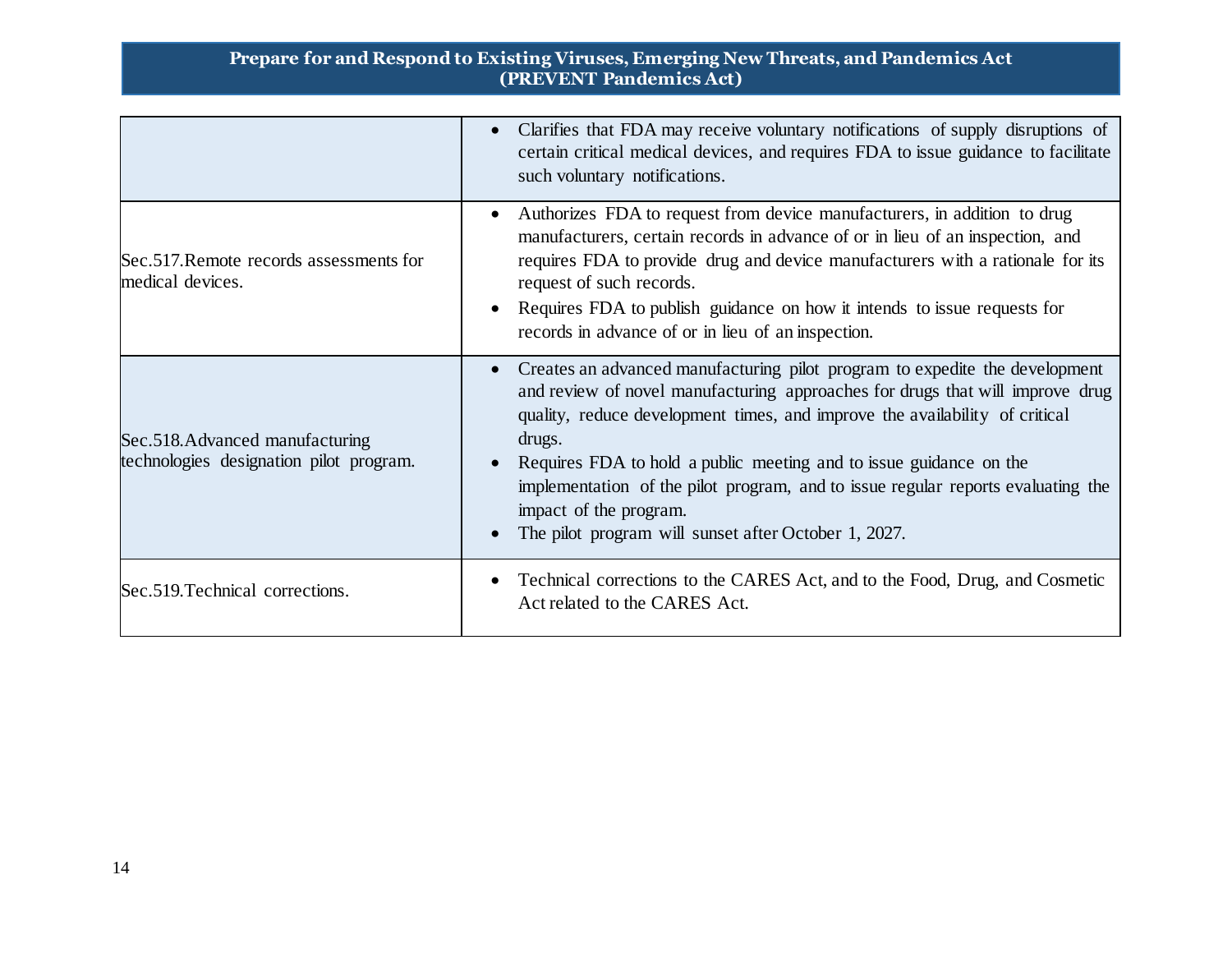**Prepare for and Respond to Existing Viruses, Emerging New Threats, and Pandemics Act (PREVENT Pandemics Act)**

| | |
|---|---|
| | • Clarifies that FDA may receive voluntary notifications of supply disruptions of certain critical medical devices, and requires FDA to issue guidance to facilitate such voluntary notifications. |
| Sec.517.Remote records assessments for medical devices. | • Authorizes FDA to request from device manufacturers, in addition to drug manufacturers, certain records in advance of or in lieu of an inspection, and requires FDA to provide drug and device manufacturers with a rationale for its request of such records.<br>• Requires FDA to publish guidance on how it intends to issue requests for records in advance of or in lieu of an inspection. |
| Sec.518.Advanced manufacturing technologies designation pilot program. | • Creates an advanced manufacturing pilot program to expedite the development and review of novel manufacturing approaches for drugs that will improve drug quality, reduce development times, and improve the availability of critical drugs.<br>• Requires FDA to hold a public meeting and to issue guidance on the implementation of the pilot program, and to issue regular reports evaluating the impact of the program.<br>• The pilot program will sunset after October 1, 2027. |
| Sec.519.Technical corrections. | • Technical corrections to the CARES Act, and to the Food, Drug, and Cosmetic Act related to the CARES Act. |